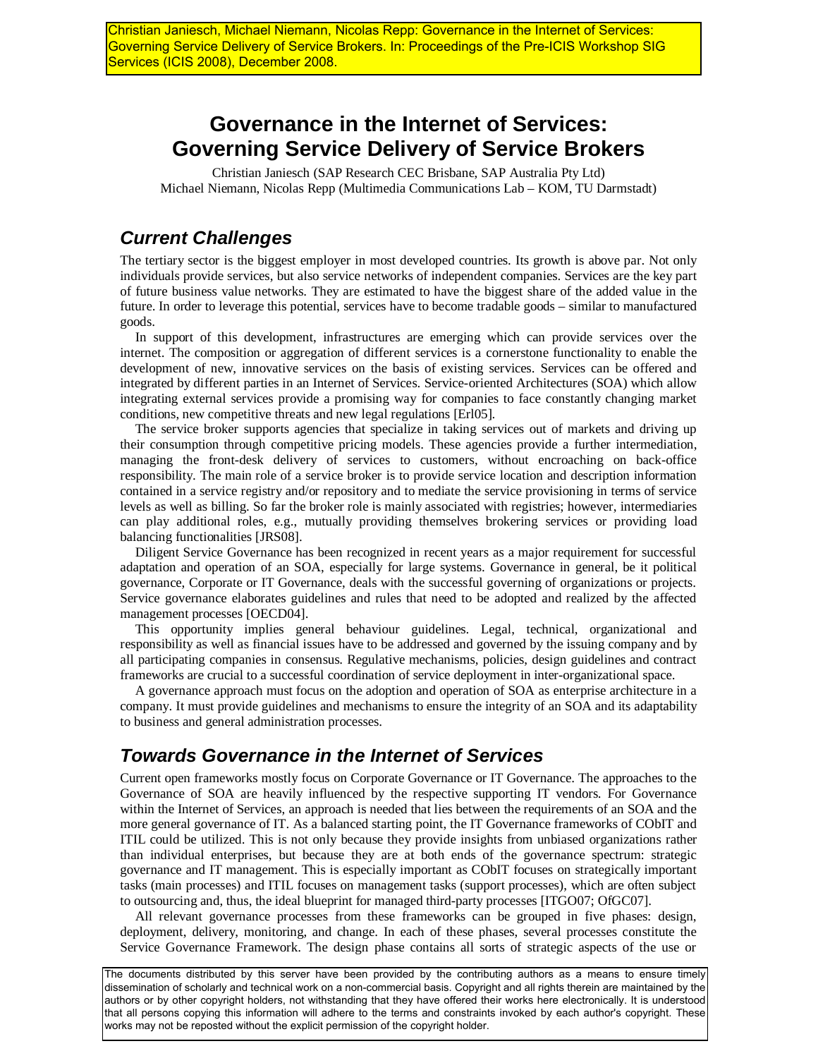Christian Janiesch, Michael Niemann, Nicolas Repp: Governance in the Internet of Services: Governing Service Delivery of Service Brokers. In: Proceedings of the Pre-ICIS Workshop SIG Services (ICIS 2008), December 2008.

# Governance in the Internet of Services: Governing Service Delivery of Service Brokers

Christian Janiesch (SAP Research CEC Brisbane, SAP Australia Pty Ltd)
Michael Niemann, Nicolas Repp (Multimedia Communications Lab – KOM, TU Darmstadt)

## *Current Challenges*

The tertiary sector is the biggest employer in most developed countries. Its growth is above par. Not only individuals provide services, but also service networks of independent companies. Services are the key part of future business value networks. They are estimated to have the biggest share of the added value in the future. In order to leverage this potential, services have to become tradable goods – similar to manufactured goods.

In support of this development, infrastructures are emerging which can provide services over the internet. The composition or aggregation of different services is a cornerstone functionality to enable the development of new, innovative services on the basis of existing services. Services can be offered and integrated by different parties in an Internet of Services. Service-oriented Architectures (SOA) which allow integrating external services provide a promising way for companies to face constantly changing market conditions, new competitive threats and new legal regulations [Erl05].

The service broker supports agencies that specialize in taking services out of markets and driving up their consumption through competitive pricing models. These agencies provide a further intermediation, managing the front-desk delivery of services to customers, without encroaching on back-office responsibility. The main role of a service broker is to provide service location and description information contained in a service registry and/or repository and to mediate the service provisioning in terms of service levels as well as billing. So far the broker role is mainly associated with registries; however, intermediaries can play additional roles, e.g., mutually providing themselves brokering services or providing load balancing functionalities [JRS08].

Diligent Service Governance has been recognized in recent years as a major requirement for successful adaptation and operation of an SOA, especially for large systems. Governance in general, be it political governance, Corporate or IT Governance, deals with the successful governing of organizations or projects. Service governance elaborates guidelines and rules that need to be adopted and realized by the affected management processes [OECD04].

This opportunity implies general behaviour guidelines. Legal, technical, organizational and responsibility as well as financial issues have to be addressed and governed by the issuing company and by all participating companies in consensus. Regulative mechanisms, policies, design guidelines and contract frameworks are crucial to a successful coordination of service deployment in inter-organizational space.

A governance approach must focus on the adoption and operation of SOA as enterprise architecture in a company. It must provide guidelines and mechanisms to ensure the integrity of an SOA and its adaptability to business and general administration processes.

## *Towards Governance in the Internet of Services*

Current open frameworks mostly focus on Corporate Governance or IT Governance. The approaches to the Governance of SOA are heavily influenced by the respective supporting IT vendors. For Governance within the Internet of Services, an approach is needed that lies between the requirements of an SOA and the more general governance of IT. As a balanced starting point, the IT Governance frameworks of CObIT and ITIL could be utilized. This is not only because they provide insights from unbiased organizations rather than individual enterprises, but because they are at both ends of the governance spectrum: strategic governance and IT management. This is especially important as CObIT focuses on strategically important tasks (main processes) and ITIL focuses on management tasks (support processes), which are often subject to outsourcing and, thus, the ideal blueprint for managed third-party processes [ITGO07; OfGC07].

All relevant governance processes from these frameworks can be grouped in five phases: design, deployment, delivery, monitoring, and change. In each of these phases, several processes constitute the Service Governance Framework. The design phase contains all sorts of strategic aspects of the use or

The documents distributed by this server have been provided by the contributing authors as a means to ensure timely dissemination of scholarly and technical work on a non-commercial basis. Copyright and all rights therein are maintained by the authors or by other copyright holders, not withstanding that they have offered their works here electronically. It is understood that all persons copying this information will adhere to the terms and constraints invoked by each author's copyright. These works may not be reposted without the explicit permission of the copyright holder.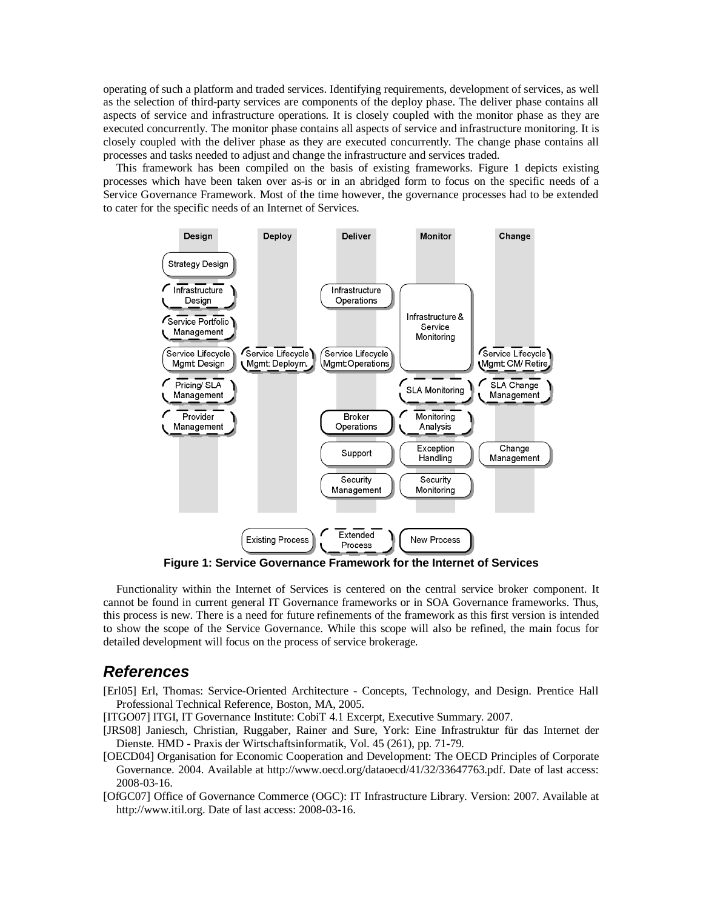operating of such a platform and traded services. Identifying requirements, development of services, as well as the selection of third-party services are components of the deploy phase. The deliver phase contains all aspects of service and infrastructure operations. It is closely coupled with the monitor phase as they are executed concurrently. The monitor phase contains all aspects of service and infrastructure monitoring. It is closely coupled with the deliver phase as they are executed concurrently. The change phase contains all processes and tasks needed to adjust and change the infrastructure and services traded.

This framework has been compiled on the basis of existing frameworks. Figure 1 depicts existing processes which have been taken over as-is or in an abridged form to focus on the specific needs of a Service Governance Framework. Most of the time however, the governance processes had to be extended to cater for the specific needs of an Internet of Services.

Design
Deploy
Deliver
Monitor
Change
Strategy Design
Infrastructure Design
Service Portfolio Management
Service Lifecycle Mgmt: Design
Pricing/ SLA Management
Provider Management
Service Lifecycle Mgmt: Deploym.
Infrastructure Operations
Service Lifecycle Mgmt: Operations
Broker Operations
Support
Security Management
Infrastructure & Service Monitoring
SLA Monitoring
Monitoring Analysis
Exception Handling
Security Monitoring
Service Lifecycle Mgmt: CM/ Retire
SLA Change Management
Change Management
Existing Process
Extended Process
New Process

**Figure 1: Service Governance Framework for the Internet of Services**

Functionality within the Internet of Services is centered on the central service broker component. It cannot be found in current general IT Governance frameworks or in SOA Governance frameworks. Thus, this process is new. There is a need for future refinements of the framework as this first version is intended to show the scope of the Service Governance. While this scope will also be refined, the main focus for detailed development will focus on the process of service brokerage.

## References

[Erl05] Erl, Thomas: Service-Oriented Architecture - Concepts, Technology, and Design. Prentice Hall Professional Technical Reference, Boston, MA, 2005.

[ITGO07] ITGI, IT Governance Institute: CobiT 4.1 Excerpt, Executive Summary. 2007.

[JRS08] Janiesch, Christian, Ruggaber, Rainer and Sure, York: Eine Infrastruktur für das Internet der Dienste. HMD - Praxis der Wirtschaftsinformatik, Vol. 45 (261), pp. 71-79.

[OECD04] Organisation for Economic Cooperation and Development: The OECD Principles of Corporate Governance. 2004. Available at http://www.oecd.org/dataoecd/41/32/33647763.pdf. Date of last access: 2008-03-16.

[OfGC07] Office of Governance Commerce (OGC): IT Infrastructure Library. Version: 2007. Available at http://www.itil.org. Date of last access: 2008-03-16.